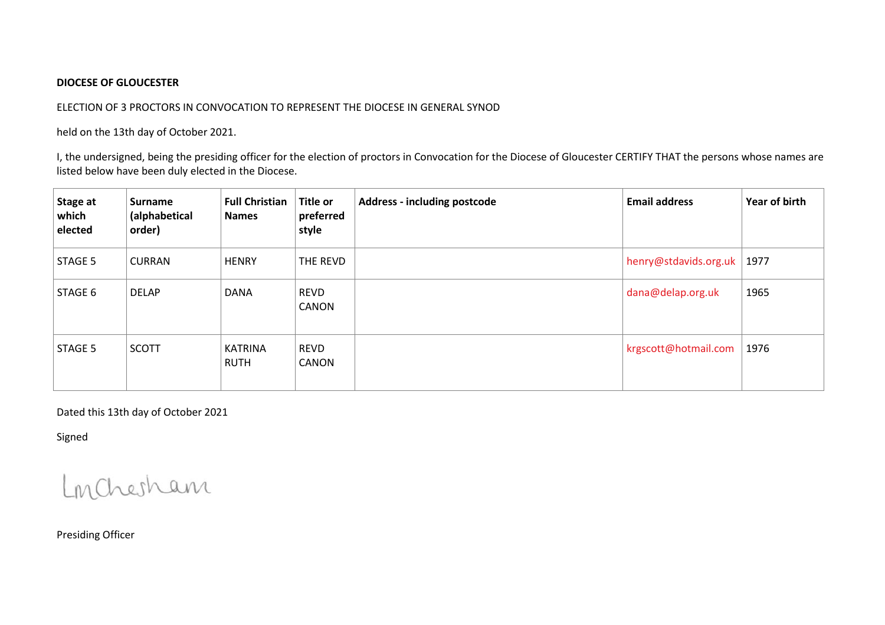**DIOCESE OF GLOUCESTER**

ELECTION OF 3 PROCTORS IN CONVOCATION TO REPRESENT THE DIOCESE IN GENERAL SYNOD

held on the 13th day of October 2021.

I, the undersigned, being the presiding officer for the election of proctors in Convocation for the Diocese of Gloucester CERTIFY THAT the persons whose names are listed below have been duly elected in the Diocese.

| Stage at which elected | Surname (alphabetical order) | Full Christian Names | Title or preferred style | Address - including postcode | Email address | Year of birth |
|---|---|---|---|---|---|---|
| STAGE 5 | CURRAN | HENRY | THE REVD | | henry@stdavids.org.uk | 1977 |
| STAGE 6 | DELAP | DANA | REVD CANON | | dana@delap.org.uk | 1965 |
| STAGE 5 | SCOTT | KATRINA RUTH | REVD CANON | | krgscott@hotmail.com | 1976 |

Dated this 13th day of October 2021

Signed

LmChesham

Presiding Officer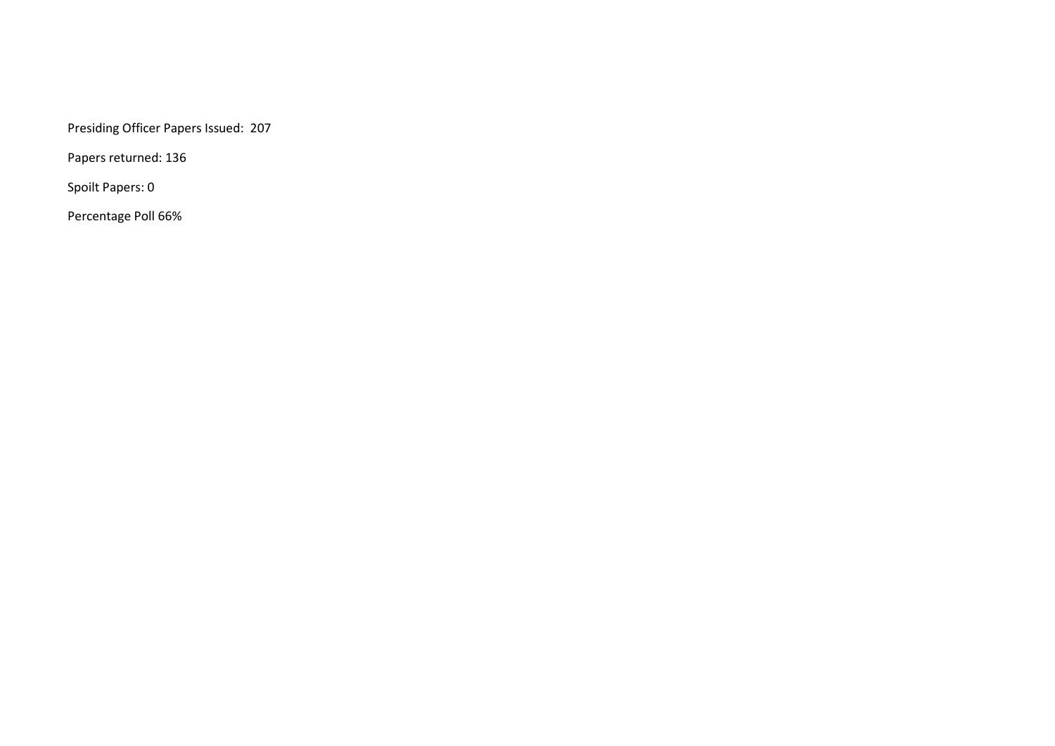Presiding Officer Papers Issued: 207

Papers returned: 136

Spoilt Papers: 0

Percentage Poll 66%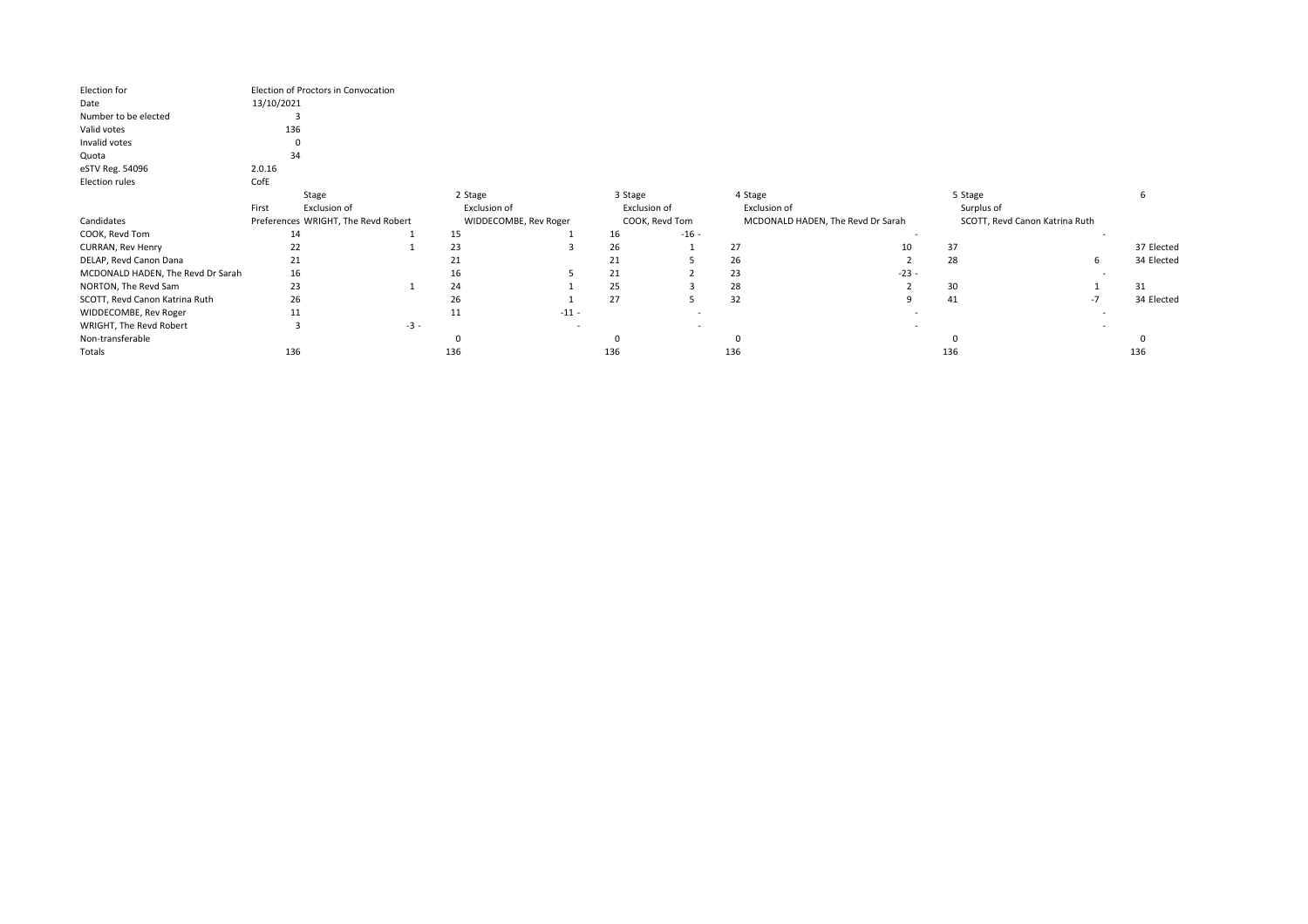| | |
|---|---|
| Election for | Election of Proctors in Convocation |
| Date | 13/10/2021 |
| Number to be elected | 3 |
| Valid votes | 136 |
| Invalid votes | 0 |
| Quota | 34 |
| eSTV Reg. 54096 | 2.0.16 |
| Election rules | CofE |

| Candidates | First Preferences | Stage Exclusion of WRIGHT, The Revd Robert | 2 Stage | Exclusion of WIDDECOMBE, Rev Roger | 3 Stage | Exclusion of COOK, Revd Tom | 4 Stage | Exclusion of MCDONALD HADEN, The Revd Dr Sarah | 5 Stage | Surplus of SCOTT, Revd Canon Katrina Ruth | 6 |
|---|---|---|---|---|---|---|---|---|---|---|---|
| COOK, Revd Tom | 14 | 1 | 15 | 1 | 16 | -16 - | | - | | - | |
| CURRAN, Rev Henry | 22 | 1 | 23 | 3 | 26 | 1 | 27 | 10 | 37 | | 37 Elected |
| DELAP, Revd Canon Dana | 21 | | 21 | | 21 | 5 | 26 | 2 | 28 | 6 | 34 Elected |
| MCDONALD HADEN, The Revd Dr Sarah | 16 | | 16 | 5 | 21 | 2 | 23 | -23 - | | - | |
| NORTON, The Revd Sam | 23 | 1 | 24 | 1 | 25 | 3 | 28 | 2 | 30 | 1 | 31 |
| SCOTT, Revd Canon Katrina Ruth | 26 | | 26 | 1 | 27 | 5 | 32 | 9 | 41 | -7 | 34 Elected |
| WIDDECOMBE, Rev Roger | 11 | | 11 | -11 - | | - | | - | | - | |
| WRIGHT, The Revd Robert | 3 | -3 - | | - | | - | | - | | - | |
| Non-transferable | | | 0 | | 0 | | 0 | | 0 | | 0 |
| Totals | 136 | | 136 | | 136 | | 136 | | 136 | | 136 |